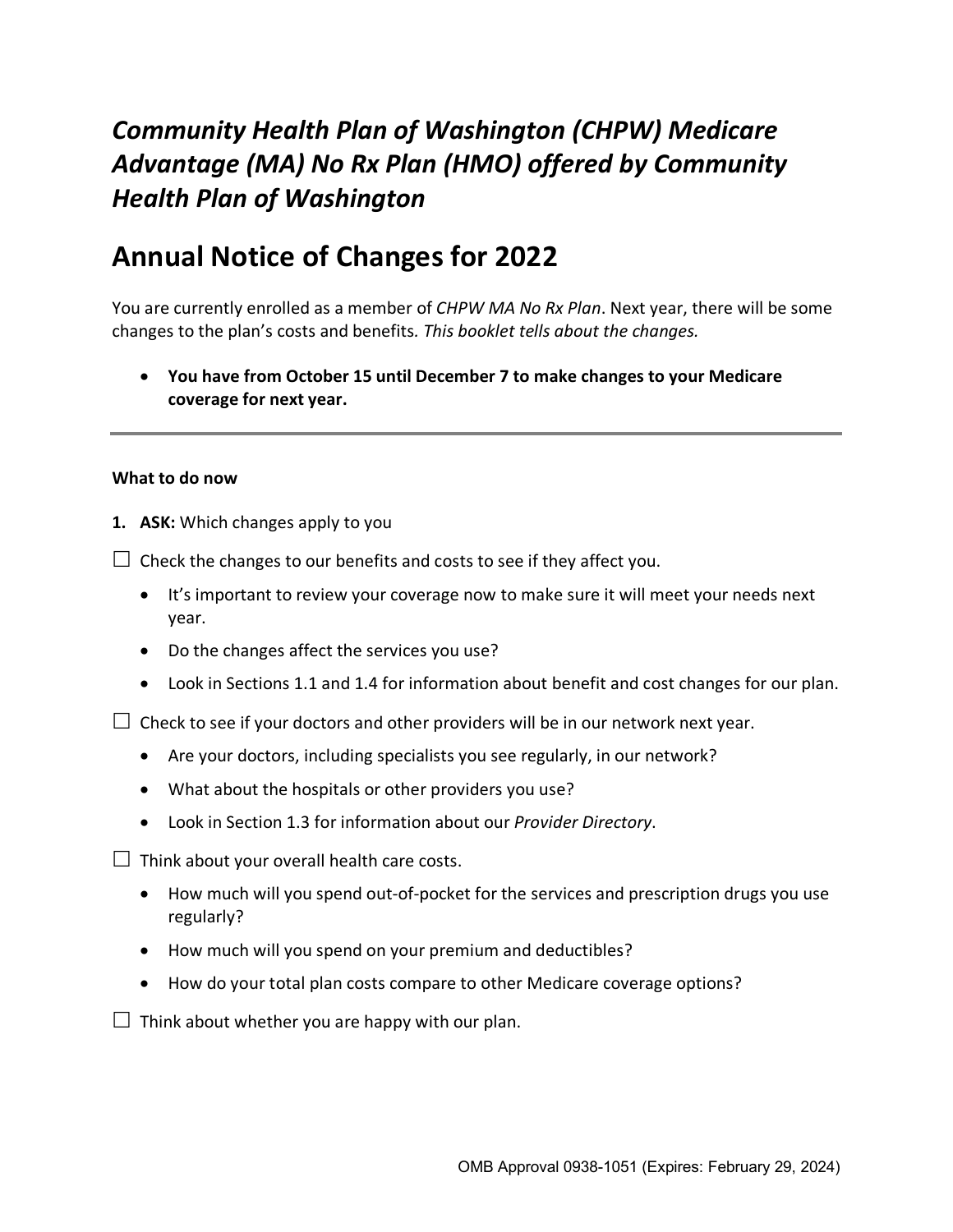# *Community Health Plan of Washington (CHPW) Medicare Advantage (MA) No Rx Plan (HMO) offered by Community Health Plan of Washington*

# Annual Notice of Changes for 2022

You are currently enrolled as a member of *CHPW MA No Rx Plan*. Next year, there will be some changes to the plan's costs and benefits. *This booklet tells about the changes.*

- **You have from October 15 until December 7 to make changes to your Medicare coverage for next year.**

---

**What to do now**

1. **ASK:** Which changes apply to you

☐ Check the changes to our benefits and costs to see if they affect you.

- It's important to review your coverage now to make sure it will meet your needs next year.
- Do the changes affect the services you use?
- Look in Sections 1.1 and 1.4 for information about benefit and cost changes for our plan.

☐ Check to see if your doctors and other providers will be in our network next year.

- Are your doctors, including specialists you see regularly, in our network?
- What about the hospitals or other providers you use?
- Look in Section 1.3 for information about our *Provider Directory*.

☐ Think about your overall health care costs.

- How much will you spend out-of-pocket for the services and prescription drugs you use regularly?
- How much will you spend on your premium and deductibles?
- How do your total plan costs compare to other Medicare coverage options?

☐ Think about whether you are happy with our plan.

OMB Approval 0938-1051 (Expires: February 29, 2024)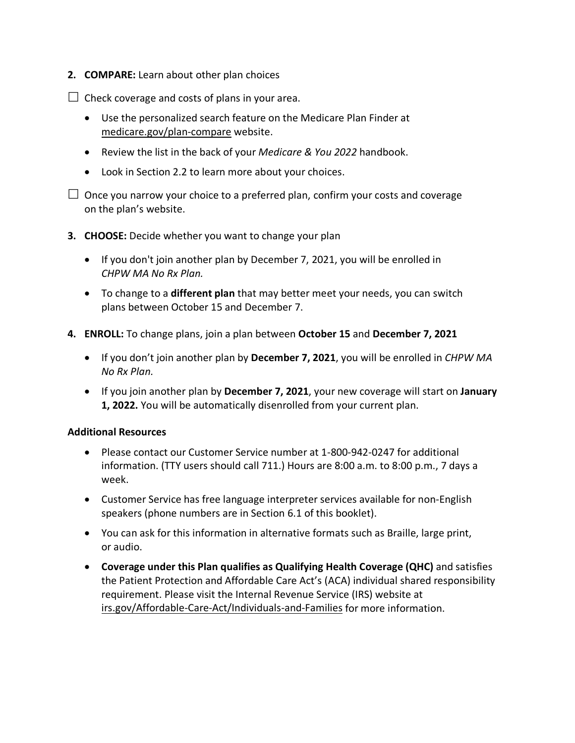2. **COMPARE:** Learn about other plan choices

☐ Check coverage and costs of plans in your area.

- Use the personalized search feature on the Medicare Plan Finder at medicare.gov/plan-compare website.
- Review the list in the back of your *Medicare & You 2022* handbook.
- Look in Section 2.2 to learn more about your choices.

☐ Once you narrow your choice to a preferred plan, confirm your costs and coverage on the plan's website.

3. **CHOOSE:** Decide whether you want to change your plan
   - If you don't join another plan by December 7, 2021, you will be enrolled in *CHPW MA No Rx Plan.*
   - To change to a **different plan** that may better meet your needs, you can switch plans between October 15 and December 7.

4. **ENROLL:** To change plans, join a plan between **October 15** and **December 7, 2021**
   - If you don't join another plan by **December 7, 2021**, you will be enrolled in *CHPW MA No Rx Plan.*
   - If you join another plan by **December 7, 2021**, your new coverage will start on **January 1, 2022.** You will be automatically disenrolled from your current plan.

**Additional Resources**

- Please contact our Customer Service number at 1-800-942-0247 for additional information. (TTY users should call 711.) Hours are 8:00 a.m. to 8:00 p.m., 7 days a week.
- Customer Service has free language interpreter services available for non-English speakers (phone numbers are in Section 6.1 of this booklet).
- You can ask for this information in alternative formats such as Braille, large print, or audio.
- **Coverage under this Plan qualifies as Qualifying Health Coverage (QHC)** and satisfies the Patient Protection and Affordable Care Act's (ACA) individual shared responsibility requirement. Please visit the Internal Revenue Service (IRS) website at irs.gov/Affordable-Care-Act/Individuals-and-Families for more information.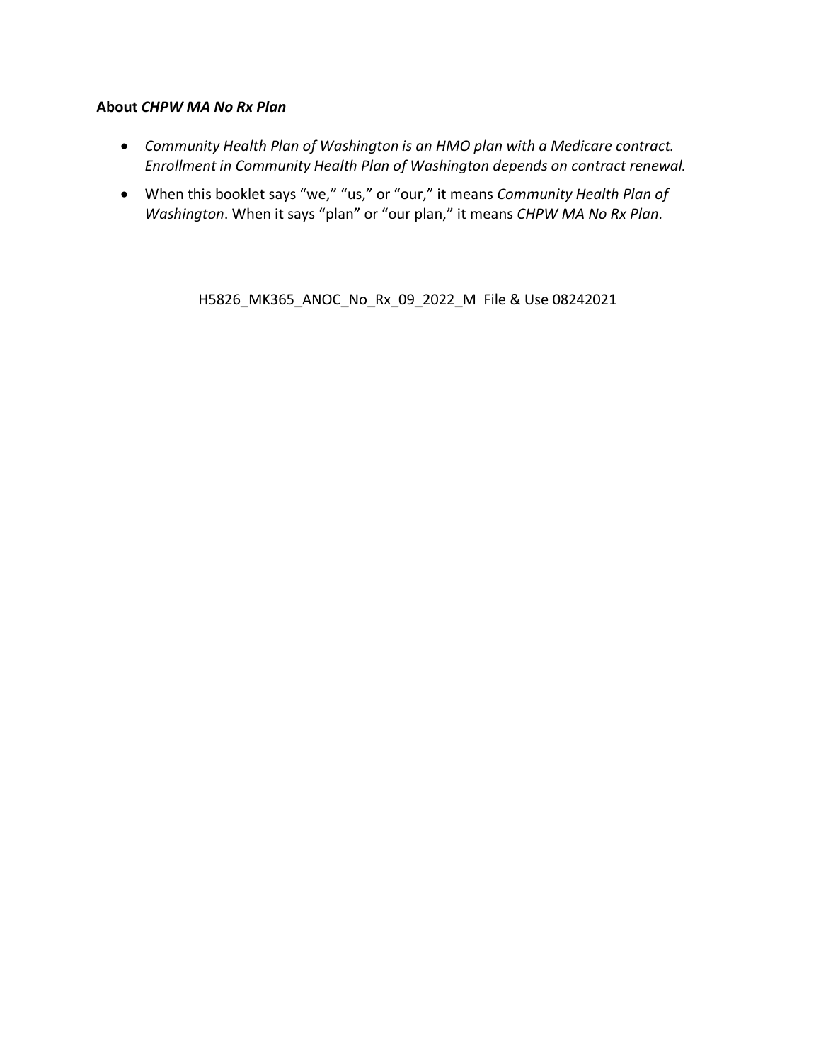**About *CHPW MA No Rx Plan***

- *Community Health Plan of Washington is an HMO plan with a Medicare contract. Enrollment in Community Health Plan of Washington depends on contract renewal.*
- When this booklet says "we," "us," or "our," it means *Community Health Plan of Washington*. When it says "plan" or "our plan," it means *CHPW MA No Rx Plan*.

H5826_MK365_ANOC_No_Rx_09_2022_M File & Use 08242021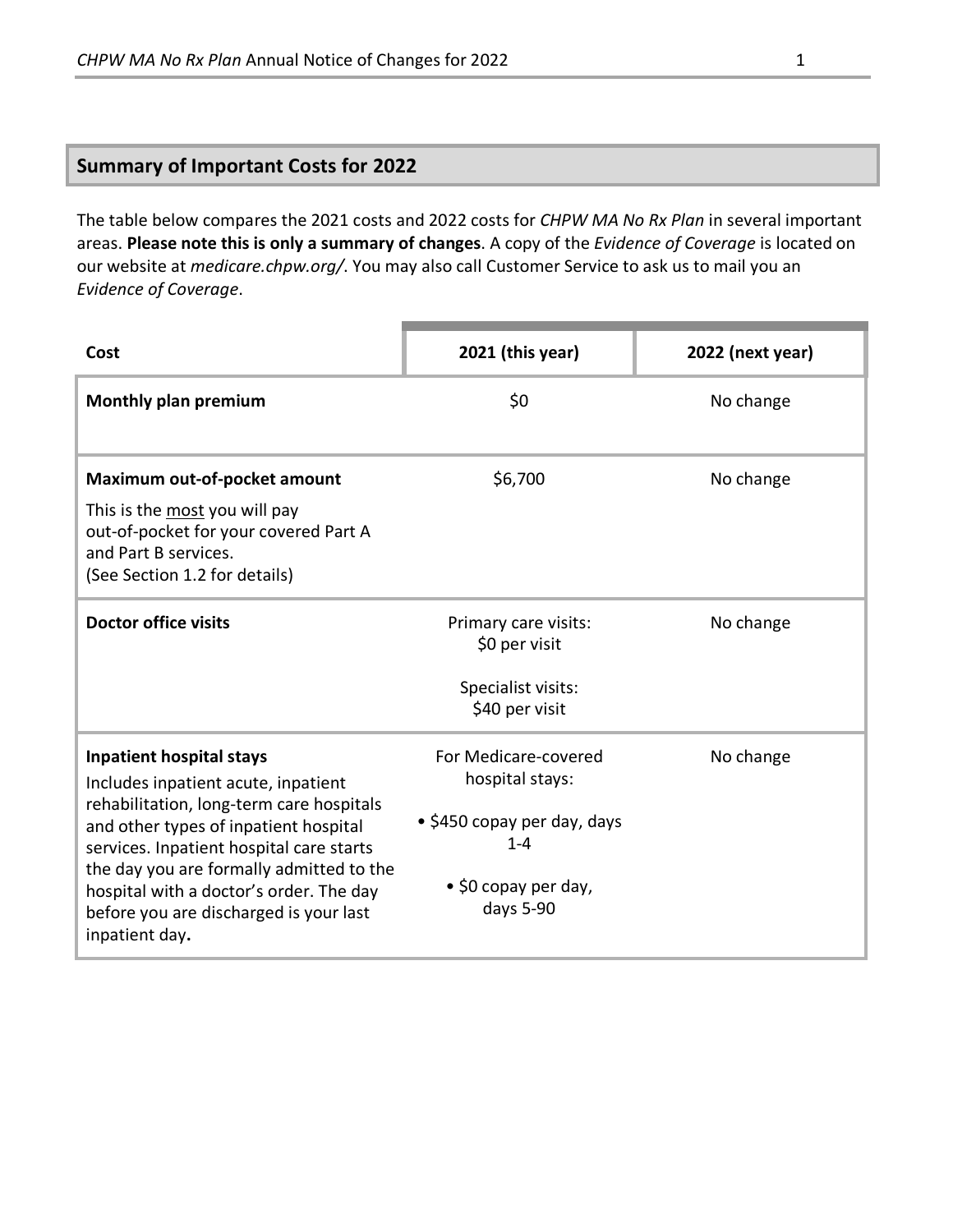## Summary of Important Costs for 2022

The table below compares the 2021 costs and 2022 costs for *CHPW MA No Rx Plan* in several important areas. **Please note this is only a summary of changes**. A copy of the *Evidence of Coverage* is located on our website at *medicare.chpw.org/*. You may also call Customer Service to ask us to mail you an *Evidence of Coverage*.

| Cost | 2021 (this year) | 2022 (next year) |
|---|---|---|
| **Monthly plan premium** | $0 | No change |
| **Maximum out-of-pocket amount**<br>This is the <u>most</u> you will pay out-of-pocket for your covered Part A and Part B services.<br>(See Section 1.2 for details) | $6,700 | No change |
| **Doctor office visits** | Primary care visits:<br>$0 per visit<br><br>Specialist visits:<br>$40 per visit | No change |
| **Inpatient hospital stays**<br>Includes inpatient acute, inpatient rehabilitation, long-term care hospitals and other types of inpatient hospital services. Inpatient hospital care starts the day you are formally admitted to the hospital with a doctor's order. The day before you are discharged is your last inpatient day**.** | For Medicare-covered hospital stays:<br><br>• $450 copay per day, days 1-4<br><br>• $0 copay per day, days 5-90 | No change |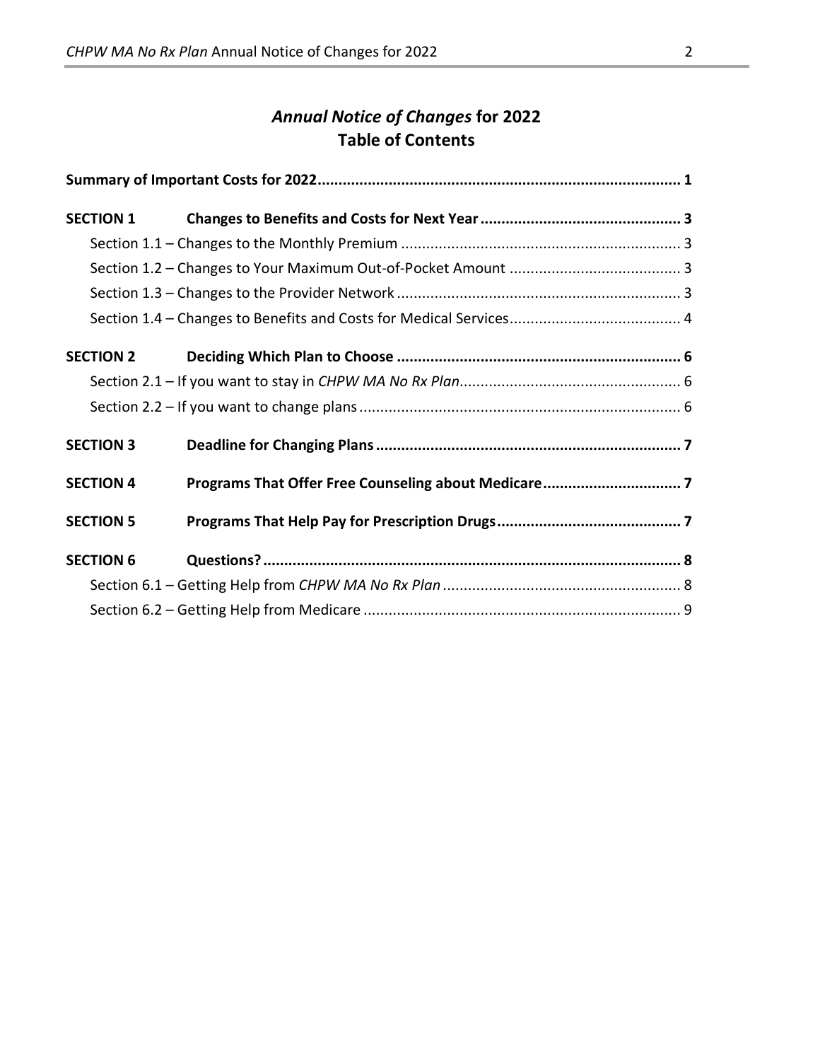# *Annual Notice of Changes* for 2022
# Table of Contents

**Summary of Important Costs for 2022 .......... 1**

**SECTION 1 Changes to Benefits and Costs for Next Year .......... 3**

- Section 1.1 – Changes to the Monthly Premium .......... 3
- Section 1.2 – Changes to Your Maximum Out-of-Pocket Amount .......... 3
- Section 1.3 – Changes to the Provider Network .......... 3
- Section 1.4 – Changes to Benefits and Costs for Medical Services .......... 4

**SECTION 2 Deciding Which Plan to Choose .......... 6**

- Section 2.1 – If you want to stay in *CHPW MA No Rx Plan* .......... 6
- Section 2.2 – If you want to change plans .......... 6

**SECTION 3 Deadline for Changing Plans .......... 7**

**SECTION 4 Programs That Offer Free Counseling about Medicare .......... 7**

**SECTION 5 Programs That Help Pay for Prescription Drugs .......... 7**

**SECTION 6 Questions? .......... 8**

- Section 6.1 – Getting Help from *CHPW MA No Rx Plan* .......... 8
- Section 6.2 – Getting Help from Medicare .......... 9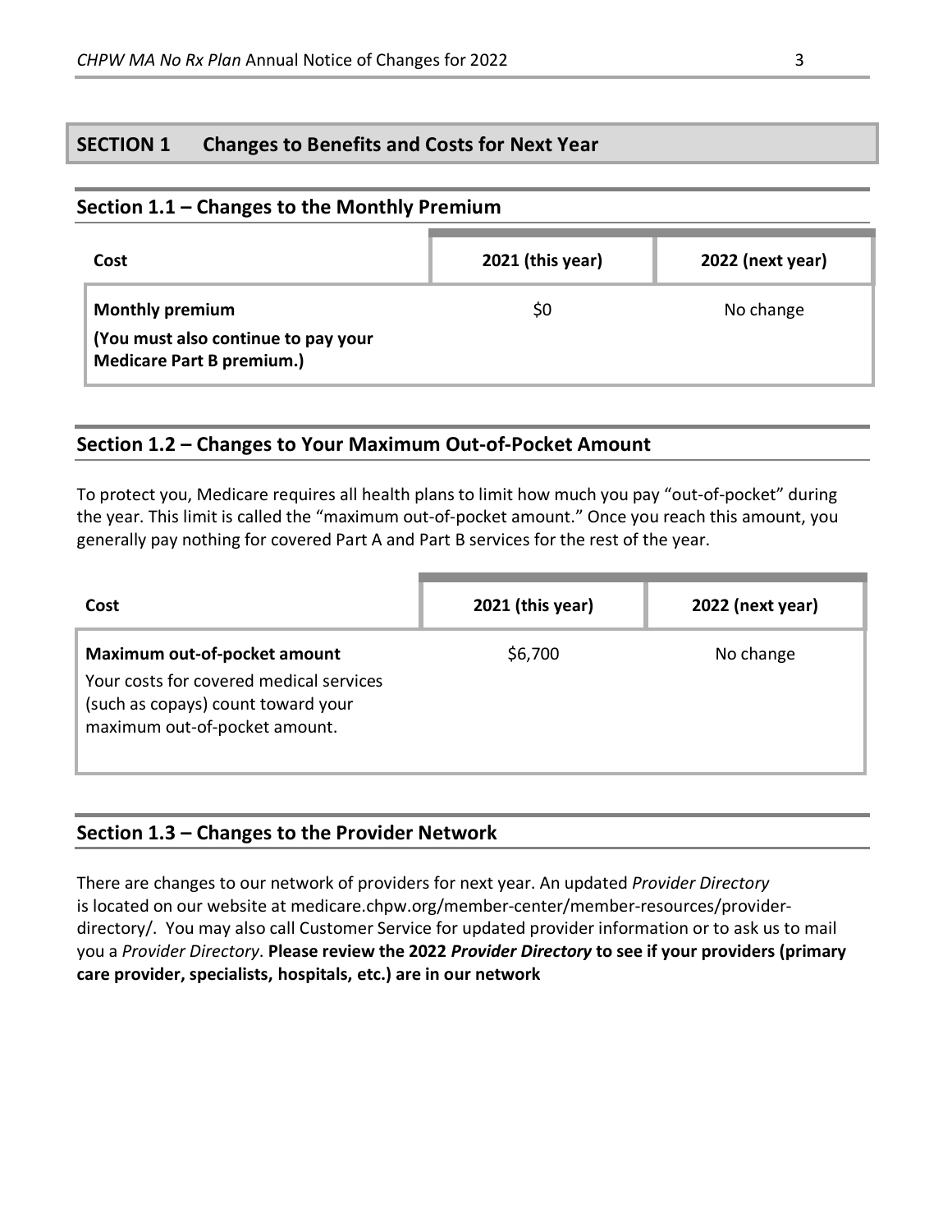## SECTION 1 Changes to Benefits and Costs for Next Year

### Section 1.1 – Changes to the Monthly Premium

| Cost | 2021 (this year) | 2022 (next year) |
|---|---|---|
| **Monthly premium**<br>**(You must also continue to pay your Medicare Part B premium.)** | $0 | No change |

### Section 1.2 – Changes to Your Maximum Out-of-Pocket Amount

To protect you, Medicare requires all health plans to limit how much you pay "out-of-pocket" during the year. This limit is called the "maximum out-of-pocket amount." Once you reach this amount, you generally pay nothing for covered Part A and Part B services for the rest of the year.

| Cost | 2021 (this year) | 2022 (next year) |
|---|---|---|
| **Maximum out-of-pocket amount**<br>Your costs for covered medical services (such as copays) count toward your maximum out-of-pocket amount. | $6,700 | No change |

### Section 1.3 – Changes to the Provider Network

There are changes to our network of providers for next year. An updated *Provider Directory* is located on our website at medicare.chpw.org/member-center/member-resources/provider-directory/. You may also call Customer Service for updated provider information or to ask us to mail you a *Provider Directory*. **Please review the 2022 *Provider Directory* to see if your providers (primary care provider, specialists, hospitals, etc.) are in our network**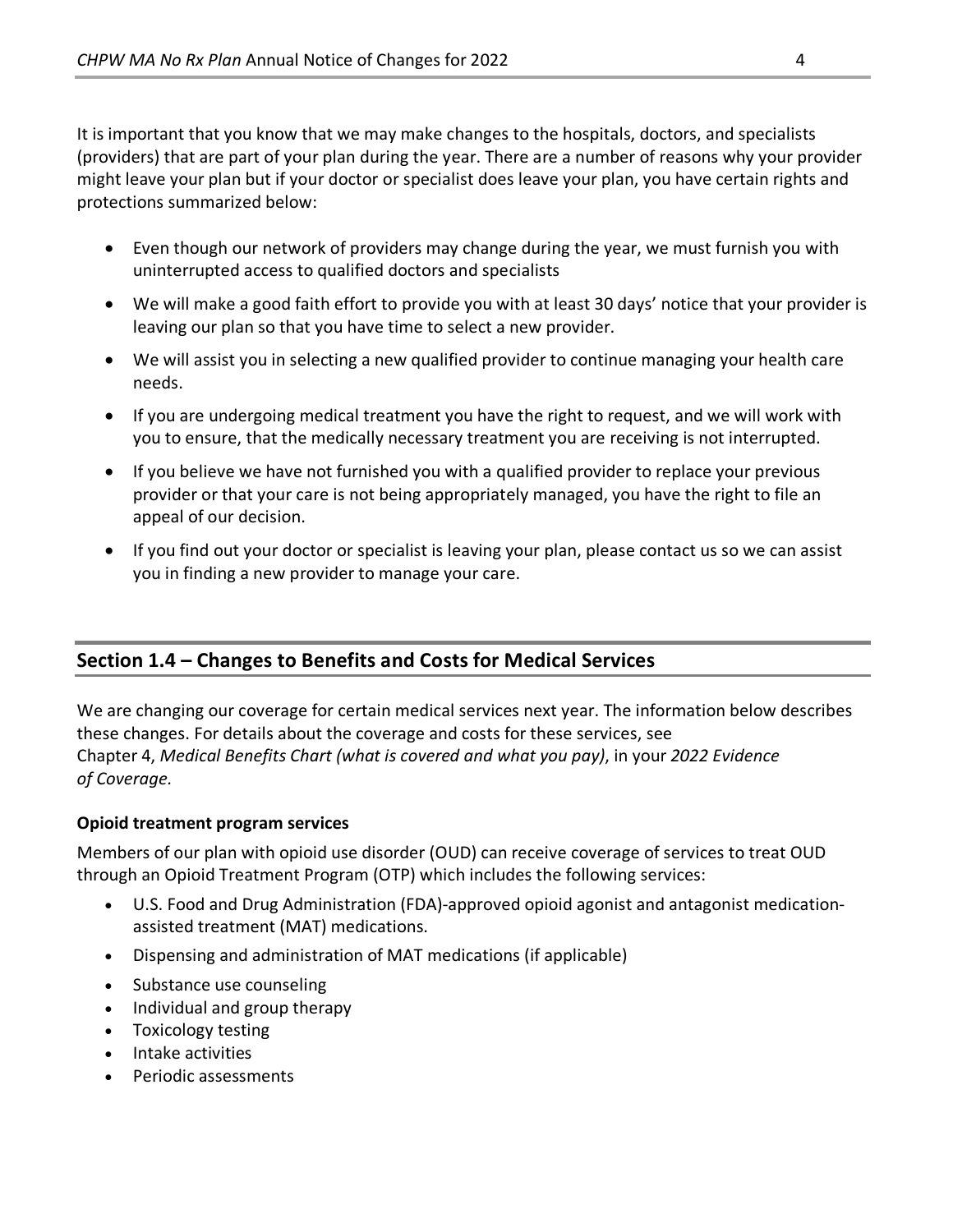It is important that you know that we may make changes to the hospitals, doctors, and specialists (providers) that are part of your plan during the year. There are a number of reasons why your provider might leave your plan but if your doctor or specialist does leave your plan, you have certain rights and protections summarized below:

- Even though our network of providers may change during the year, we must furnish you with uninterrupted access to qualified doctors and specialists
- We will make a good faith effort to provide you with at least 30 days' notice that your provider is leaving our plan so that you have time to select a new provider.
- We will assist you in selecting a new qualified provider to continue managing your health care needs.
- If you are undergoing medical treatment you have the right to request, and we will work with you to ensure, that the medically necessary treatment you are receiving is not interrupted.
- If you believe we have not furnished you with a qualified provider to replace your previous provider or that your care is not being appropriately managed, you have the right to file an appeal of our decision.
- If you find out your doctor or specialist is leaving your plan, please contact us so we can assist you in finding a new provider to manage your care.

## Section 1.4 – Changes to Benefits and Costs for Medical Services

We are changing our coverage for certain medical services next year. The information below describes these changes. For details about the coverage and costs for these services, see Chapter 4, *Medical Benefits Chart (what is covered and what you pay)*, in your *2022 Evidence of Coverage.*

**Opioid treatment program services**

Members of our plan with opioid use disorder (OUD) can receive coverage of services to treat OUD through an Opioid Treatment Program (OTP) which includes the following services:

- U.S. Food and Drug Administration (FDA)-approved opioid agonist and antagonist medication-assisted treatment (MAT) medications.
- Dispensing and administration of MAT medications (if applicable)
- Substance use counseling
- Individual and group therapy
- Toxicology testing
- Intake activities
- Periodic assessments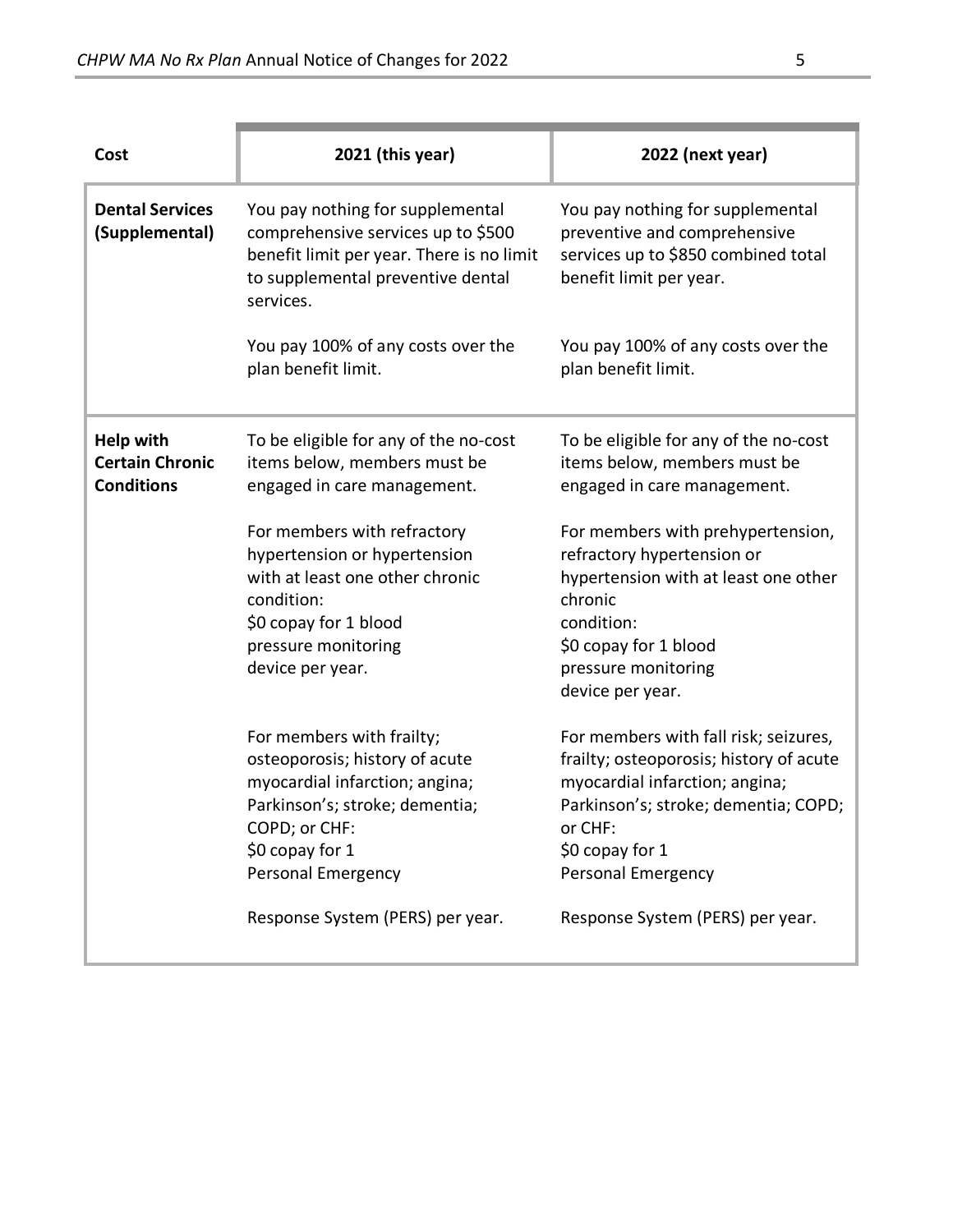| Cost | 2021 (this year) | 2022 (next year) |
|---|---|---|
| **Dental Services (Supplemental)** | You pay nothing for supplemental comprehensive services up to $500 benefit limit per year. There is no limit to supplemental preventive dental services.<br><br>You pay 100% of any costs over the plan benefit limit. | You pay nothing for supplemental preventive and comprehensive services up to $850 combined total benefit limit per year.<br><br>You pay 100% of any costs over the plan benefit limit. |
| **Help with Certain Chronic Conditions** | To be eligible for any of the no-cost items below, members must be engaged in care management.<br><br>For members with refractory hypertension or hypertension with at least one other chronic condition:<br>$0 copay for 1 blood pressure monitoring device per year.<br><br>For members with frailty; osteoporosis; history of acute myocardial infarction; angina; Parkinson's; stroke; dementia; COPD; or CHF:<br>$0 copay for 1 Personal Emergency<br><br>Response System (PERS) per year. | To be eligible for any of the no-cost items below, members must be engaged in care management.<br><br>For members with prehypertension, refractory hypertension or hypertension with at least one other chronic condition:<br>$0 copay for 1 blood pressure monitoring device per year.<br><br>For members with fall risk; seizures, frailty; osteoporosis; history of acute myocardial infarction; angina; Parkinson's; stroke; dementia; COPD; or CHF:<br>$0 copay for 1 Personal Emergency<br><br>Response System (PERS) per year. |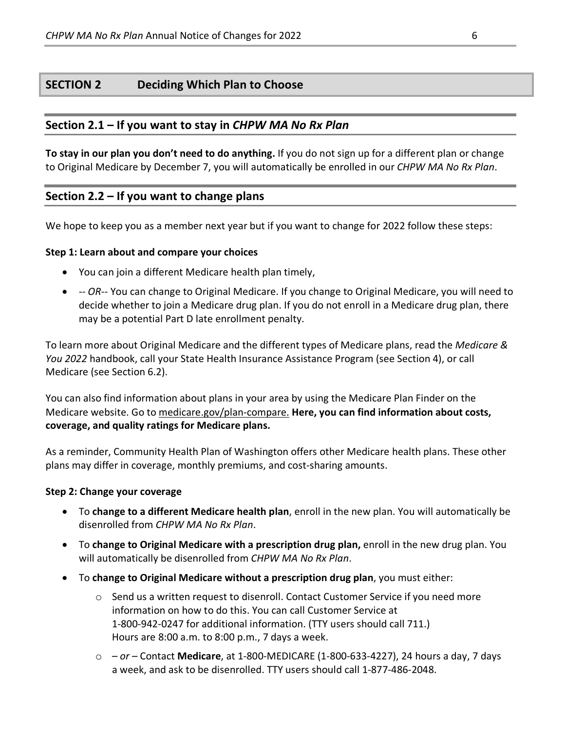## SECTION 2 Deciding Which Plan to Choose

### Section 2.1 – If you want to stay in *CHPW MA No Rx Plan*

**To stay in our plan you don't need to do anything.** If you do not sign up for a different plan or change to Original Medicare by December 7, you will automatically be enrolled in our *CHPW MA No Rx Plan*.

### Section 2.2 – If you want to change plans

We hope to keep you as a member next year but if you want to change for 2022 follow these steps:

**Step 1: Learn about and compare your choices**

- You can join a different Medicare health plan timely,
- -- *OR*-- You can change to Original Medicare. If you change to Original Medicare, you will need to decide whether to join a Medicare drug plan. If you do not enroll in a Medicare drug plan, there may be a potential Part D late enrollment penalty.

To learn more about Original Medicare and the different types of Medicare plans, read the *Medicare & You 2022* handbook, call your State Health Insurance Assistance Program (see Section 4), or call Medicare (see Section 6.2).

You can also find information about plans in your area by using the Medicare Plan Finder on the Medicare website. Go to medicare.gov/plan-compare. **Here, you can find information about costs, coverage, and quality ratings for Medicare plans.**

As a reminder, Community Health Plan of Washington offers other Medicare health plans. These other plans may differ in coverage, monthly premiums, and cost-sharing amounts.

**Step 2: Change your coverage**

- To **change to a different Medicare health plan**, enroll in the new plan. You will automatically be disenrolled from *CHPW MA No Rx Plan*.
- To **change to Original Medicare with a prescription drug plan,** enroll in the new drug plan. You will automatically be disenrolled from *CHPW MA No Rx Plan*.
- To **change to Original Medicare without a prescription drug plan**, you must either:
  - Send us a written request to disenroll. Contact Customer Service if you need more information on how to do this. You can call Customer Service at 1-800-942-0247 for additional information. (TTY users should call 711.) Hours are 8:00 a.m. to 8:00 p.m., 7 days a week.
  - – *or* – Contact **Medicare**, at 1-800-MEDICARE (1-800-633-4227), 24 hours a day, 7 days a week, and ask to be disenrolled. TTY users should call 1-877-486-2048.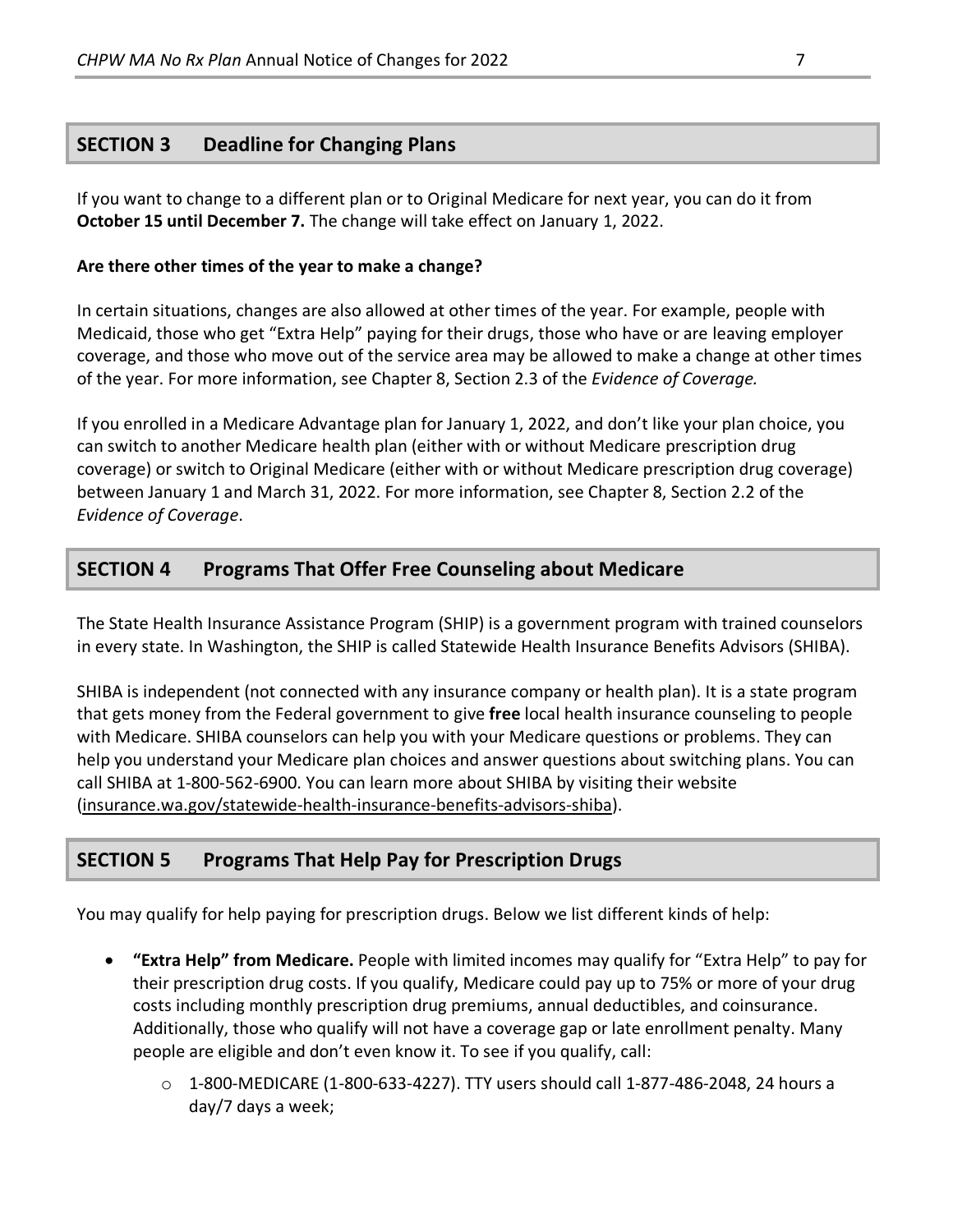## SECTION 3 Deadline for Changing Plans

If you want to change to a different plan or to Original Medicare for next year, you can do it from **October 15 until December 7.** The change will take effect on January 1, 2022.

**Are there other times of the year to make a change?**

In certain situations, changes are also allowed at other times of the year. For example, people with Medicaid, those who get "Extra Help" paying for their drugs, those who have or are leaving employer coverage, and those who move out of the service area may be allowed to make a change at other times of the year. For more information, see Chapter 8, Section 2.3 of the *Evidence of Coverage.*

If you enrolled in a Medicare Advantage plan for January 1, 2022, and don't like your plan choice, you can switch to another Medicare health plan (either with or without Medicare prescription drug coverage) or switch to Original Medicare (either with or without Medicare prescription drug coverage) between January 1 and March 31, 2022. For more information, see Chapter 8, Section 2.2 of the *Evidence of Coverage*.

## SECTION 4 Programs That Offer Free Counseling about Medicare

The State Health Insurance Assistance Program (SHIP) is a government program with trained counselors in every state. In Washington, the SHIP is called Statewide Health Insurance Benefits Advisors (SHIBA).

SHIBA is independent (not connected with any insurance company or health plan). It is a state program that gets money from the Federal government to give **free** local health insurance counseling to people with Medicare. SHIBA counselors can help you with your Medicare questions or problems. They can help you understand your Medicare plan choices and answer questions about switching plans. You can call SHIBA at 1-800-562-6900. You can learn more about SHIBA by visiting their website (insurance.wa.gov/statewide-health-insurance-benefits-advisors-shiba).

## SECTION 5 Programs That Help Pay for Prescription Drugs

You may qualify for help paying for prescription drugs. Below we list different kinds of help:

- **"Extra Help" from Medicare.** People with limited incomes may qualify for "Extra Help" to pay for their prescription drug costs. If you qualify, Medicare could pay up to 75% or more of your drug costs including monthly prescription drug premiums, annual deductibles, and coinsurance. Additionally, those who qualify will not have a coverage gap or late enrollment penalty. Many people are eligible and don't even know it. To see if you qualify, call:
  - 1-800-MEDICARE (1-800-633-4227). TTY users should call 1-877-486-2048, 24 hours a day/7 days a week;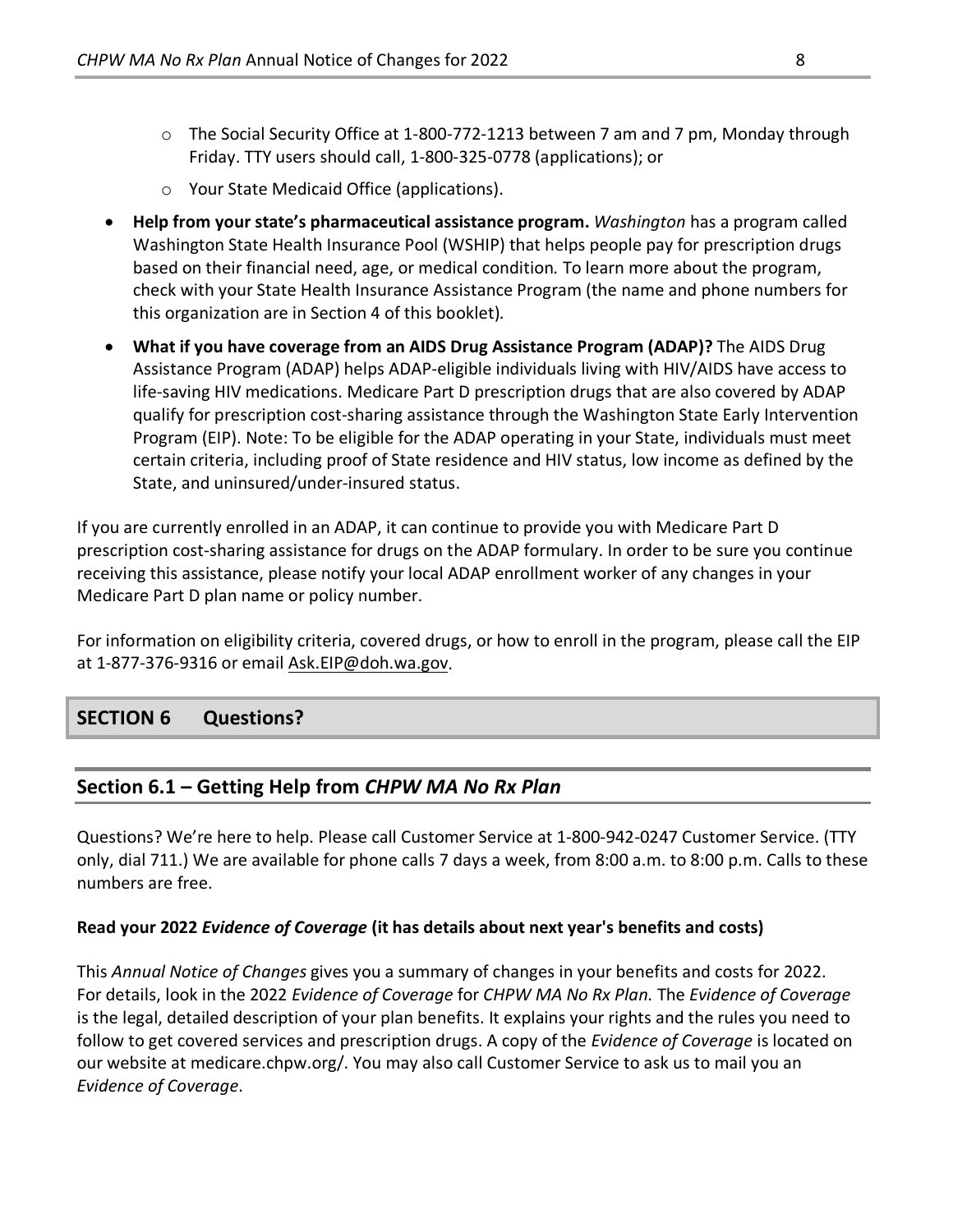- The Social Security Office at 1-800-772-1213 between 7 am and 7 pm, Monday through Friday. TTY users should call, 1-800-325-0778 (applications); or
    - Your State Medicaid Office (applications).

- **Help from your state's pharmaceutical assistance program.** *Washington* has a program called Washington State Health Insurance Pool (WSHIP) that helps people pay for prescription drugs based on their financial need, age, or medical condition. To learn more about the program, check with your State Health Insurance Assistance Program (the name and phone numbers for this organization are in Section 4 of this booklet).
- **What if you have coverage from an AIDS Drug Assistance Program (ADAP)?** The AIDS Drug Assistance Program (ADAP) helps ADAP-eligible individuals living with HIV/AIDS have access to life-saving HIV medications. Medicare Part D prescription drugs that are also covered by ADAP qualify for prescription cost-sharing assistance through the Washington State Early Intervention Program (EIP). Note: To be eligible for the ADAP operating in your State, individuals must meet certain criteria, including proof of State residence and HIV status, low income as defined by the State, and uninsured/under-insured status.

If you are currently enrolled in an ADAP, it can continue to provide you with Medicare Part D prescription cost-sharing assistance for drugs on the ADAP formulary. In order to be sure you continue receiving this assistance, please notify your local ADAP enrollment worker of any changes in your Medicare Part D plan name or policy number.

For information on eligibility criteria, covered drugs, or how to enroll in the program, please call the EIP at 1-877-376-9316 or email Ask.EIP@doh.wa.gov.

## SECTION 6 Questions?

### Section 6.1 – Getting Help from *CHPW MA No Rx Plan*

Questions? We're here to help. Please call Customer Service at 1-800-942-0247 Customer Service. (TTY only, dial 711.) We are available for phone calls 7 days a week, from 8:00 a.m. to 8:00 p.m. Calls to these numbers are free.

**Read your 2022 *Evidence of Coverage* (it has details about next year's benefits and costs)**

This *Annual Notice of Changes* gives you a summary of changes in your benefits and costs for 2022. For details, look in the 2022 *Evidence of Coverage* for *CHPW MA No Rx Plan.* The *Evidence of Coverage* is the legal, detailed description of your plan benefits. It explains your rights and the rules you need to follow to get covered services and prescription drugs. A copy of the *Evidence of Coverage* is located on our website at medicare.chpw.org/. You may also call Customer Service to ask us to mail you an *Evidence of Coverage*.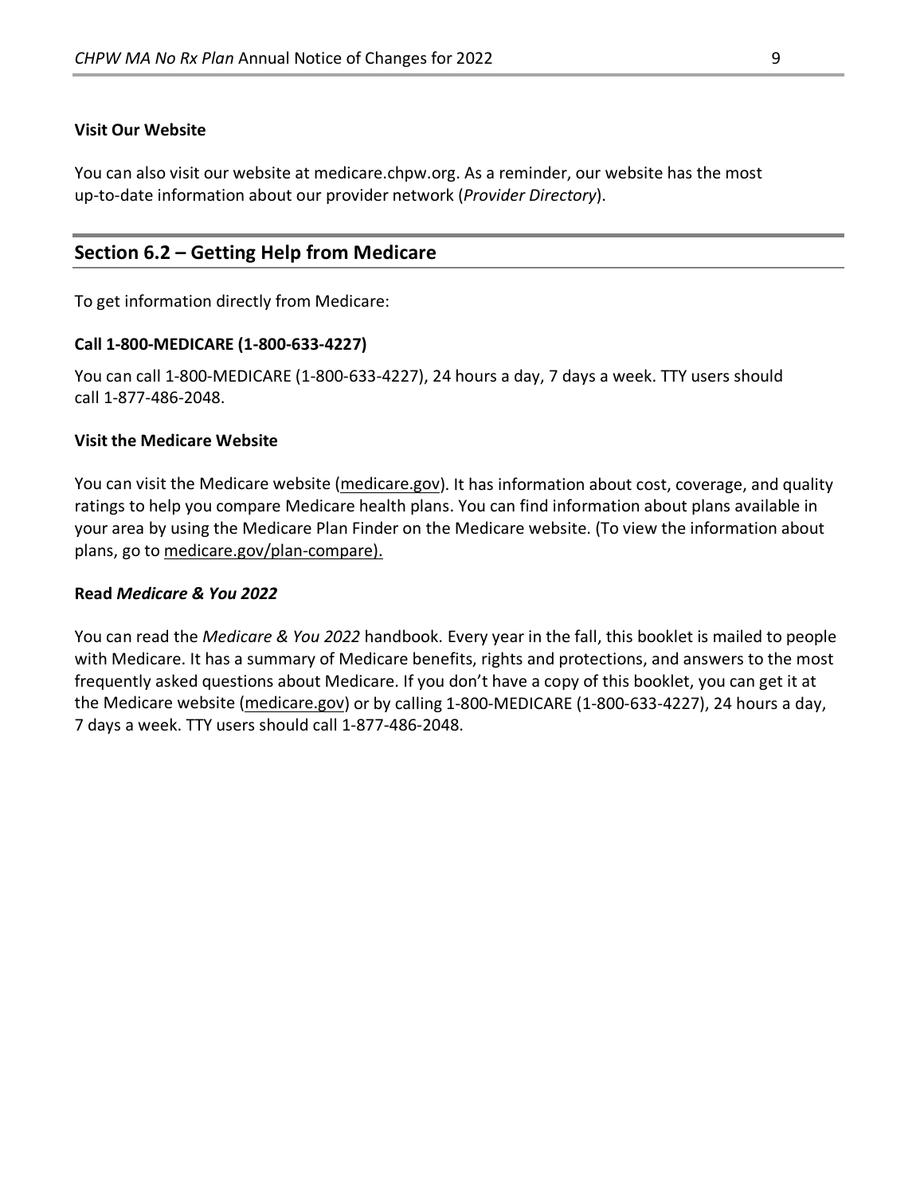**Visit Our Website**

You can also visit our website at medicare.chpw.org. As a reminder, our website has the most up-to-date information about our provider network (*Provider Directory*).

## Section 6.2 – Getting Help from Medicare

To get information directly from Medicare:

**Call 1-800-MEDICARE (1-800-633-4227)**

You can call 1-800-MEDICARE (1-800-633-4227), 24 hours a day, 7 days a week. TTY users should call 1-877-486-2048.

**Visit the Medicare Website**

You can visit the Medicare website (medicare.gov). It has information about cost, coverage, and quality ratings to help you compare Medicare health plans. You can find information about plans available in your area by using the Medicare Plan Finder on the Medicare website. (To view the information about plans, go to medicare.gov/plan-compare).

**Read *Medicare & You 2022***

You can read the *Medicare & You 2022* handbook. Every year in the fall, this booklet is mailed to people with Medicare. It has a summary of Medicare benefits, rights and protections, and answers to the most frequently asked questions about Medicare. If you don't have a copy of this booklet, you can get it at the Medicare website (medicare.gov) or by calling 1-800-MEDICARE (1-800-633-4227), 24 hours a day, 7 days a week. TTY users should call 1-877-486-2048.